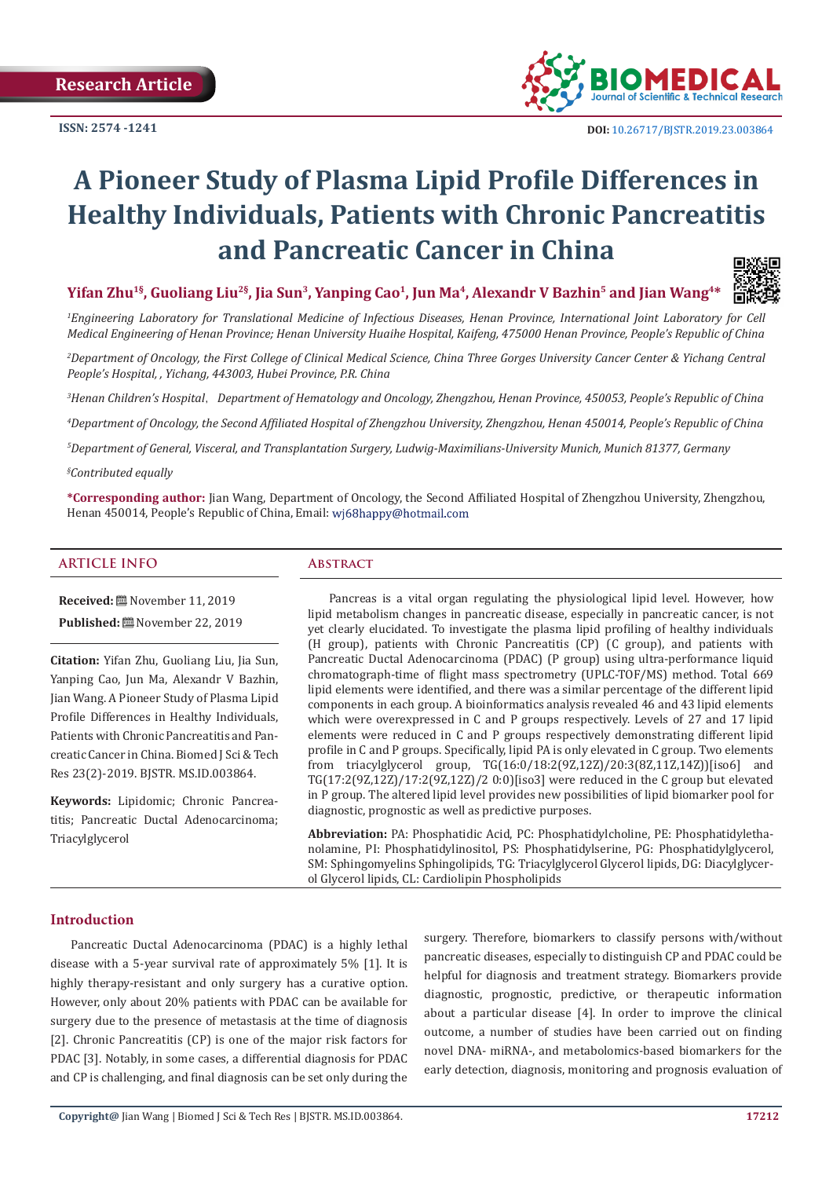Research Article

ISSN: 2574 -1241

DOI: 10.26717/BJSTR.2019.23.003864

# A Pioneer Study of Plasma Lipid Profile Differences in Healthy Individuals, Patients with Chronic Pancreatitis and Pancreatic Cancer in China

**Yifan Zhu[1§], Guoliang Liu[2§], Jia Sun[3], Yanping Cao[1], Jun Ma[4], Alexandr V Bazhin[5] and Jian Wang[4*]**

[1]*Engineering Laboratory for Translational Medicine of Infectious Diseases, Henan Province, International Joint Laboratory for Cell Medical Engineering of Henan Province; Henan University Huaihe Hospital, Kaifeng, 475000 Henan Province, People's Republic of China*

[2]*Department of Oncology, the First College of Clinical Medical Science, China Three Gorges University Cancer Center & Yichang Central People's Hospital, , Yichang, 443003, Hubei Province, P.R. China*

[3]*Henan Children's Hospital, Department of Hematology and Oncology, Zhengzhou, Henan Province, 450053, People's Republic of China*

[4]*Department of Oncology, the Second Affiliated Hospital of Zhengzhou University, Zhengzhou, Henan 450014, People's Republic of China*

[5]*Department of General, Visceral, and Transplantation Surgery, Ludwig-Maximilians-University Munich, Munich 81377, Germany*

[§]*Contributed equally*

**\*Corresponding author:** Jian Wang, Department of Oncology, the Second Affiliated Hospital of Zhengzhou University, Zhengzhou, Henan 450014, People's Republic of China, Email: wj68happy@hotmail.com

## ARTICLE INFO

**Received:** November 11, 2019

**Published:** November 22, 2019

**Citation:** Yifan Zhu, Guoliang Liu, Jia Sun, Yanping Cao, Jun Ma, Alexandr V Bazhin, Jian Wang. A Pioneer Study of Plasma Lipid Profile Differences in Healthy Individuals, Patients with Chronic Pancreatitis and Pancreatic Cancer in China. Biomed J Sci & Tech Res 23(2)-2019. BJSTR. MS.ID.003864.

**Keywords:** Lipidomic; Chronic Pancreatitis; Pancreatic Ductal Adenocarcinoma; Triacylglycerol

## Abstract

Pancreas is a vital organ regulating the physiological lipid level. However, how lipid metabolism changes in pancreatic disease, especially in pancreatic cancer, is not yet clearly elucidated. To investigate the plasma lipid profiling of healthy individuals (H group), patients with Chronic Pancreatitis (CP) (C group), and patients with Pancreatic Ductal Adenocarcinoma (PDAC) (P group) using ultra-performance liquid chromatograph-time of flight mass spectrometry (UPLC-TOF/MS) method. Total 669 lipid elements were identified, and there was a similar percentage of the different lipid components in each group. A bioinformatics analysis revealed 46 and 43 lipid elements which were overexpressed in C and P groups respectively. Levels of 27 and 17 lipid elements were reduced in C and P groups respectively demonstrating different lipid profile in C and P groups. Specifically, lipid PA is only elevated in C group. Two elements from triacylglycerol group, TG(16:0/18:2(9Z,12Z)/20:3(8Z,11Z,14Z))[iso6] and TG(17:2(9Z,12Z)/17:2(9Z,12Z)/2 0:0)[iso3] were reduced in the C group but elevated in P group. The altered lipid level provides new possibilities of lipid biomarker pool for diagnostic, prognostic as well as predictive purposes.

**Abbreviation:** PA: Phosphatidic Acid, PC: Phosphatidylcholine, PE: Phosphatidylethanolamine, PI: Phosphatidylinositol, PS: Phosphatidylserine, PG: Phosphatidylglycerol, SM: Sphingomyelins Sphingolipids, TG: Triacylglycerol Glycerol lipids, DG: Diacylglycerol Glycerol lipids, CL: Cardiolipin Phospholipids

## Introduction

Pancreatic Ductal Adenocarcinoma (PDAC) is a highly lethal disease with a 5-year survival rate of approximately 5% [1]. It is highly therapy-resistant and only surgery has a curative option. However, only about 20% patients with PDAC can be available for surgery due to the presence of metastasis at the time of diagnosis [2]. Chronic Pancreatitis (CP) is one of the major risk factors for PDAC [3]. Notably, in some cases, a differential diagnosis for PDAC and CP is challenging, and final diagnosis can be set only during the surgery. Therefore, biomarkers to classify persons with/without pancreatic diseases, especially to distinguish CP and PDAC could be helpful for diagnosis and treatment strategy. Biomarkers provide diagnostic, prognostic, predictive, or therapeutic information about a particular disease [4]. In order to improve the clinical outcome, a number of studies have been carried out on finding novel DNA- miRNA-, and metabolomics-based biomarkers for the early detection, diagnosis, monitoring and prognosis evaluation of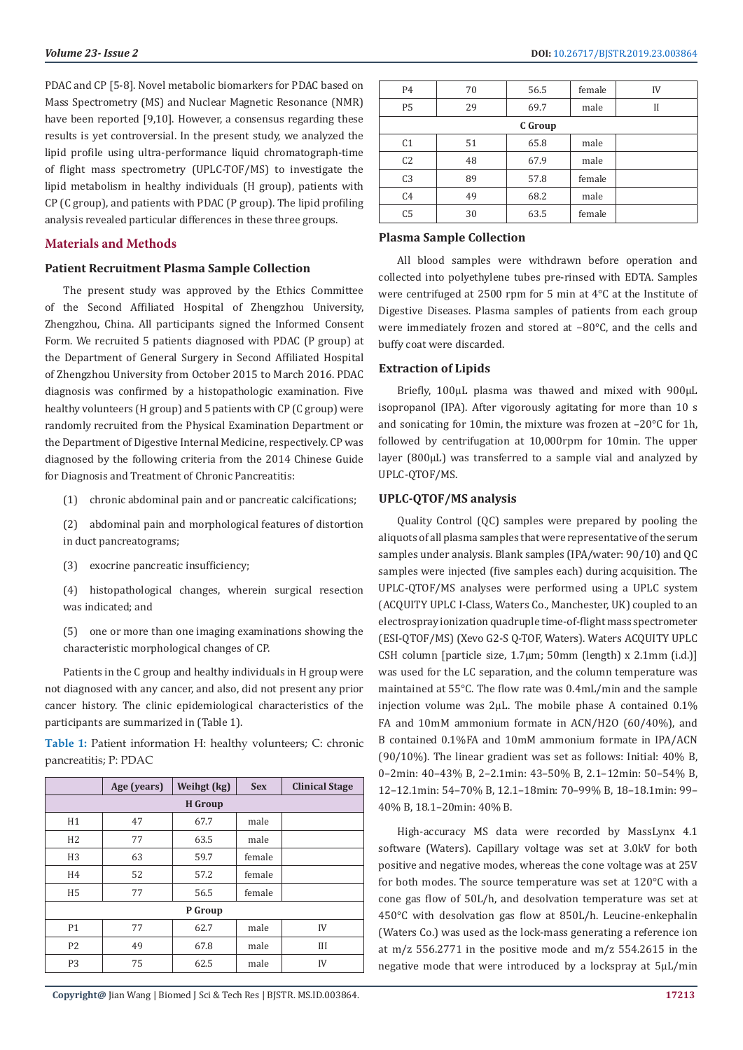PDAC and CP [5-8]. Novel metabolic biomarkers for PDAC based on Mass Spectrometry (MS) and Nuclear Magnetic Resonance (NMR) have been reported [9,10]. However, a consensus regarding these results is yet controversial. In the present study, we analyzed the lipid profile using ultra-performance liquid chromatograph-time of flight mass spectrometry (UPLC-TOF/MS) to investigate the lipid metabolism in healthy individuals (H group), patients with CP (C group), and patients with PDAC (P group). The lipid profiling analysis revealed particular differences in these three groups.

## Materials and Methods

### Patient Recruitment Plasma Sample Collection

The present study was approved by the Ethics Committee of the Second Affiliated Hospital of Zhengzhou University, Zhengzhou, China. All participants signed the Informed Consent Form. We recruited 5 patients diagnosed with PDAC (P group) at the Department of General Surgery in Second Affiliated Hospital of Zhengzhou University from October 2015 to March 2016. PDAC diagnosis was confirmed by a histopathologic examination. Five healthy volunteers (H group) and 5 patients with CP (C group) were randomly recruited from the Physical Examination Department or the Department of Digestive Internal Medicine, respectively. CP was diagnosed by the following criteria from the 2014 Chinese Guide for Diagnosis and Treatment of Chronic Pancreatitis:

(1) chronic abdominal pain and or pancreatic calcifications;

(2) abdominal pain and morphological features of distortion in duct pancreatograms;

(3) exocrine pancreatic insufficiency;

(4) histopathological changes, wherein surgical resection was indicated; and

(5) one or more than one imaging examinations showing the characteristic morphological changes of CP.

Patients in the C group and healthy individuals in H group were not diagnosed with any cancer, and also, did not present any prior cancer history. The clinic epidemiological characteristics of the participants are summarized in (Table 1).

**Table 1:** Patient information H: healthy volunteers; C: chronic pancreatitis; P: PDAC

| | Age (years) | Weihgt (kg) | Sex | Clinical Stage |
|---|---|---|---|---|
| **H Group** | | | | |
| H1 | 47 | 67.7 | male | |
| H2 | 77 | 63.5 | male | |
| H3 | 63 | 59.7 | female | |
| H4 | 52 | 57.2 | female | |
| H5 | 77 | 56.5 | female | |
| **P Group** | | | | |
| P1 | 77 | 62.7 | male | IV |
| P2 | 49 | 67.8 | male | III |
| P3 | 75 | 62.5 | male | IV |
| P4 | 70 | 56.5 | female | IV |
| P5 | 29 | 69.7 | male | II |
| **C Group** | | | | |
| C1 | 51 | 65.8 | male | |
| C2 | 48 | 67.9 | male | |
| C3 | 89 | 57.8 | female | |
| C4 | 49 | 68.2 | male | |
| C5 | 30 | 63.5 | female | |

### Plasma Sample Collection

All blood samples were withdrawn before operation and collected into polyethylene tubes pre-rinsed with EDTA. Samples were centrifuged at 2500 rpm for 5 min at 4°C at the Institute of Digestive Diseases. Plasma samples of patients from each group were immediately frozen and stored at −80°C, and the cells and buffy coat were discarded.

### Extraction of Lipids

Briefly, 100μL plasma was thawed and mixed with 900μL isopropanol (IPA). After vigorously agitating for more than 10 s and sonicating for 10min, the mixture was frozen at –20°C for 1h, followed by centrifugation at 10,000rpm for 10min. The upper layer (800μL) was transferred to a sample vial and analyzed by UPLC-QTOF/MS.

### UPLC-QTOF/MS analysis

Quality Control (QC) samples were prepared by pooling the aliquots of all plasma samples that were representative of the serum samples under analysis. Blank samples (IPA/water: 90/10) and QC samples were injected (five samples each) during acquisition. The UPLC-QTOF/MS analyses were performed using a UPLC system (ACQUITY UPLC I-Class, Waters Co., Manchester, UK) coupled to an electrospray ionization quadruple time-of-flight mass spectrometer (ESI-QTOF/MS) (Xevo G2-S Q-TOF, Waters). Waters ACQUITY UPLC CSH column [particle size, 1.7μm; 50mm (length) x 2.1mm (i.d.)] was used for the LC separation, and the column temperature was maintained at 55°C. The flow rate was 0.4mL/min and the sample injection volume was 2μL. The mobile phase A contained 0.1% FA and 10mM ammonium formate in ACN/H2O (60/40%), and B contained 0.1%FA and 10mM ammonium formate in IPA/ACN (90/10%). The linear gradient was set as follows: Initial: 40% B, 0–2min: 40–43% B, 2–2.1min: 43–50% B, 2.1–12min: 50–54% B, 12–12.1min: 54–70% B, 12.1–18min: 70–99% B, 18–18.1min: 99–40% B, 18.1–20min: 40% B.

High-accuracy MS data were recorded by MassLynx 4.1 software (Waters). Capillary voltage was set at 3.0kV for both positive and negative modes, whereas the cone voltage was at 25V for both modes. The source temperature was set at 120°C with a cone gas flow of 50L/h, and desolvation temperature was set at 450°C with desolvation gas flow at 850L/h. Leucine-enkephalin (Waters Co.) was used as the lock-mass generating a reference ion at m/z 556.2771 in the positive mode and m/z 554.2615 in the negative mode that were introduced by a lockspray at 5μL/min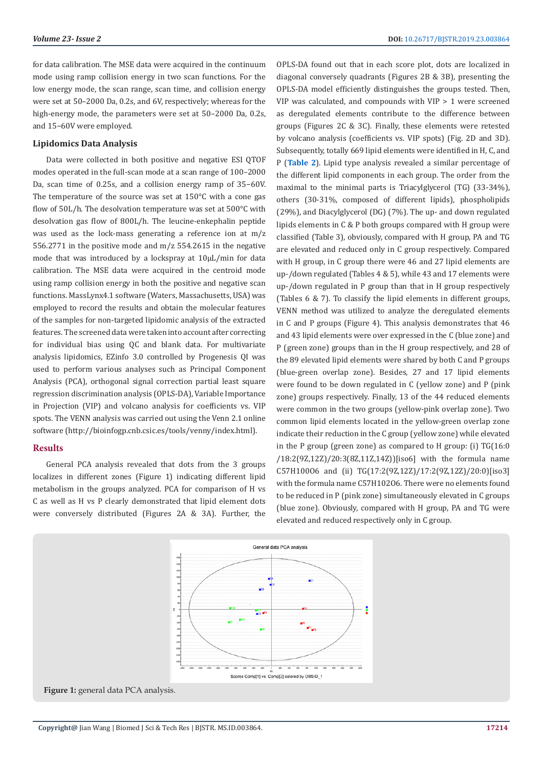for data calibration. The MSE data were acquired in the continuum mode using ramp collision energy in two scan functions. For the low energy mode, the scan range, scan time, and collision energy were set at 50–2000 Da, 0.2s, and 6V, respectively; whereas for the high-energy mode, the parameters were set at 50–2000 Da, 0.2s, and 15–60V were employed.

### Lipidomics Data Analysis

Data were collected in both positive and negative ESI QTOF modes operated in the full-scan mode at a scan range of 100–2000 Da, scan time of 0.25s, and a collision energy ramp of 35–60V. The temperature of the source was set at 150°C with a cone gas flow of 50L/h. The desolvation temperature was set at 500°C with desolvation gas flow of 800L/h. The leucine-enkephalin peptide was used as the lock-mass generating a reference ion at m/z 556.2771 in the positive mode and m/z 554.2615 in the negative mode that was introduced by a lockspray at 10μL/min for data calibration. The MSE data were acquired in the centroid mode using ramp collision energy in both the positive and negative scan functions. MassLynx4.1 software (Waters, Massachusetts, USA) was employed to record the results and obtain the molecular features of the samples for non-targeted lipidomic analysis of the extracted features. The screened data were taken into account after correcting for individual bias using QC and blank data. For multivariate analysis lipidomics, EZinfo 3.0 controlled by Progenesis QI was used to perform various analyses such as Principal Component Analysis (PCA), orthogonal signal correction partial least square regression discrimination analysis (OPLS-DA), Variable Importance in Projection (VIP) and volcano analysis for coefficients vs. VIP spots. The VENN analysis was carried out using the Venn 2.1 online software (http://bioinfogp.cnb.csic.es/tools/venny/index.html).

## Results

General PCA analysis revealed that dots from the 3 groups localizes in different zones (Figure 1) indicating different lipid metabolism in the groups analyzed. PCA for comparison of H vs C as well as H vs P clearly demonstrated that lipid element dots were conversely distributed (Figures 2A & 3A). Further, the OPLS-DA found out that in each score plot, dots are localized in diagonal conversely quadrants (Figures 2B & 3B), presenting the OPLS-DA model efficiently distinguishes the groups tested. Then, VIP was calculated, and compounds with VIP > 1 were screened as deregulated elements contribute to the difference between groups (Figures 2C & 3C). Finally, these elements were retested by volcano analysis (coefficients vs. VIP spots) (Fig. 2D and 3D). Subsequently, totally 669 lipid elements were identified in H, C, and P (**Table 2**). Lipid type analysis revealed a similar percentage of the different lipid components in each group. The order from the maximal to the minimal parts is Triacylglycerol (TG) (33-34%), others (30-31%, composed of different lipids), phospholipids (29%), and Diacylglycerol (DG) (7%). The up- and down regulated lipids elements in C & P both groups compared with H group were classified (Table 3), obviously, compared with H group, PA and TG are elevated and reduced only in C group respectively. Compared with H group, in C group there were 46 and 27 lipid elements are up-/down regulated (Tables 4 & 5), while 43 and 17 elements were up-/down regulated in P group than that in H group respectively (Tables 6 & 7). To classify the lipid elements in different groups, VENN method was utilized to analyze the deregulated elements in C and P groups (Figure 4). This analysis demonstrates that 46 and 43 lipid elements were over expressed in the C (blue zone) and P (green zone) groups than in the H group respectively, and 28 of the 89 elevated lipid elements were shared by both C and P groups (blue-green overlap zone). Besides, 27 and 17 lipid elements were found to be down regulated in C (yellow zone) and P (pink zone) groups respectively. Finally, 13 of the 44 reduced elements were common in the two groups (yellow-pink overlap zone). Two common lipid elements located in the yellow-green overlap zone indicate their reduction in the C group (yellow zone) while elevated in the P group (green zone) as compared to H group: (i) TG(16:0/18:2(9Z,12Z)/20:3(8Z,11Z,14Z))[iso6] with the formula name $C_{57}H_{100}O_6$ and (ii) TG(17:2(9Z,12Z)/17:2(9Z,12Z)/20:0)[iso3] with the formula name $C_{57}H_{102}O_6$. There were no elements found to be reduced in P (pink zone) simultaneously elevated in C groups (blue zone). Obviously, compared with H group, PA and TG were elevated and reduced respectively only in C group.

**Figure 1:** general data PCA analysis.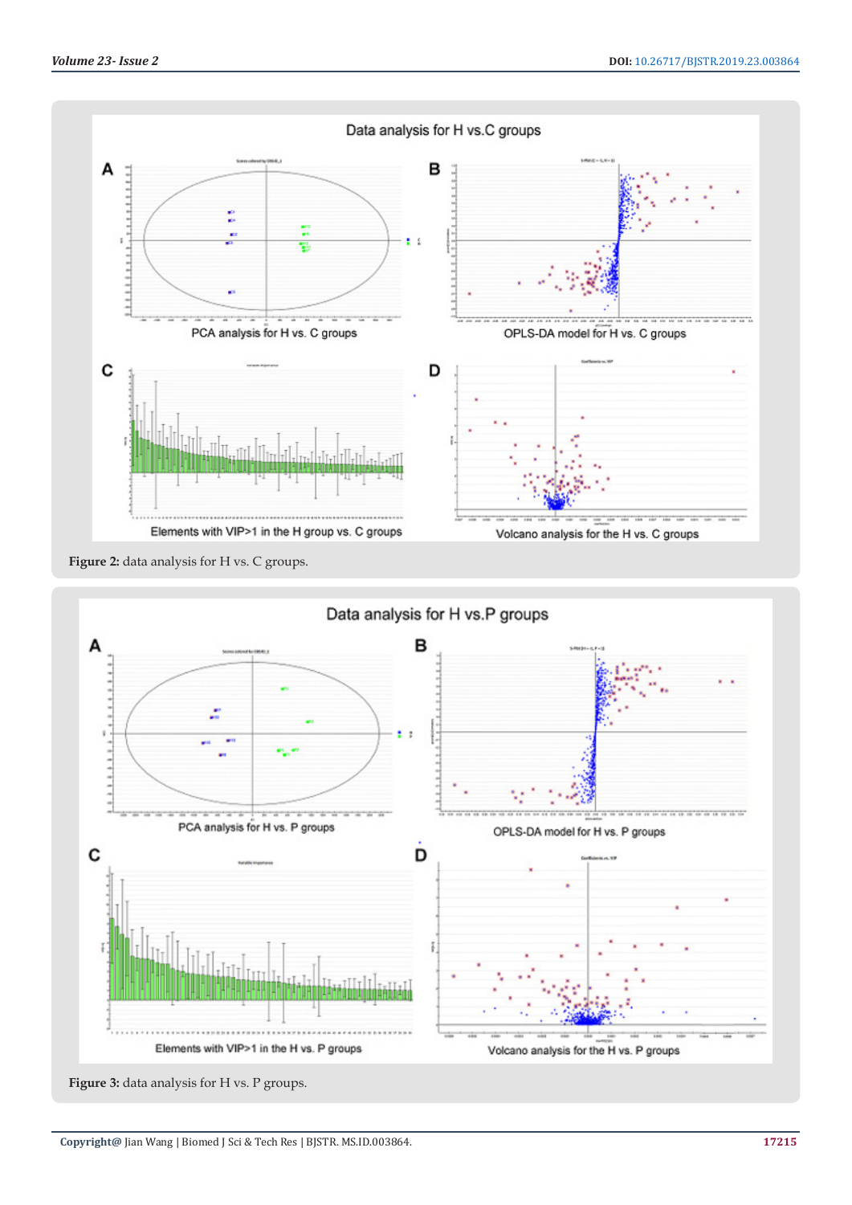Figure 2: data analysis for H vs. C groups.

Figure 3: data analysis for H vs. P groups.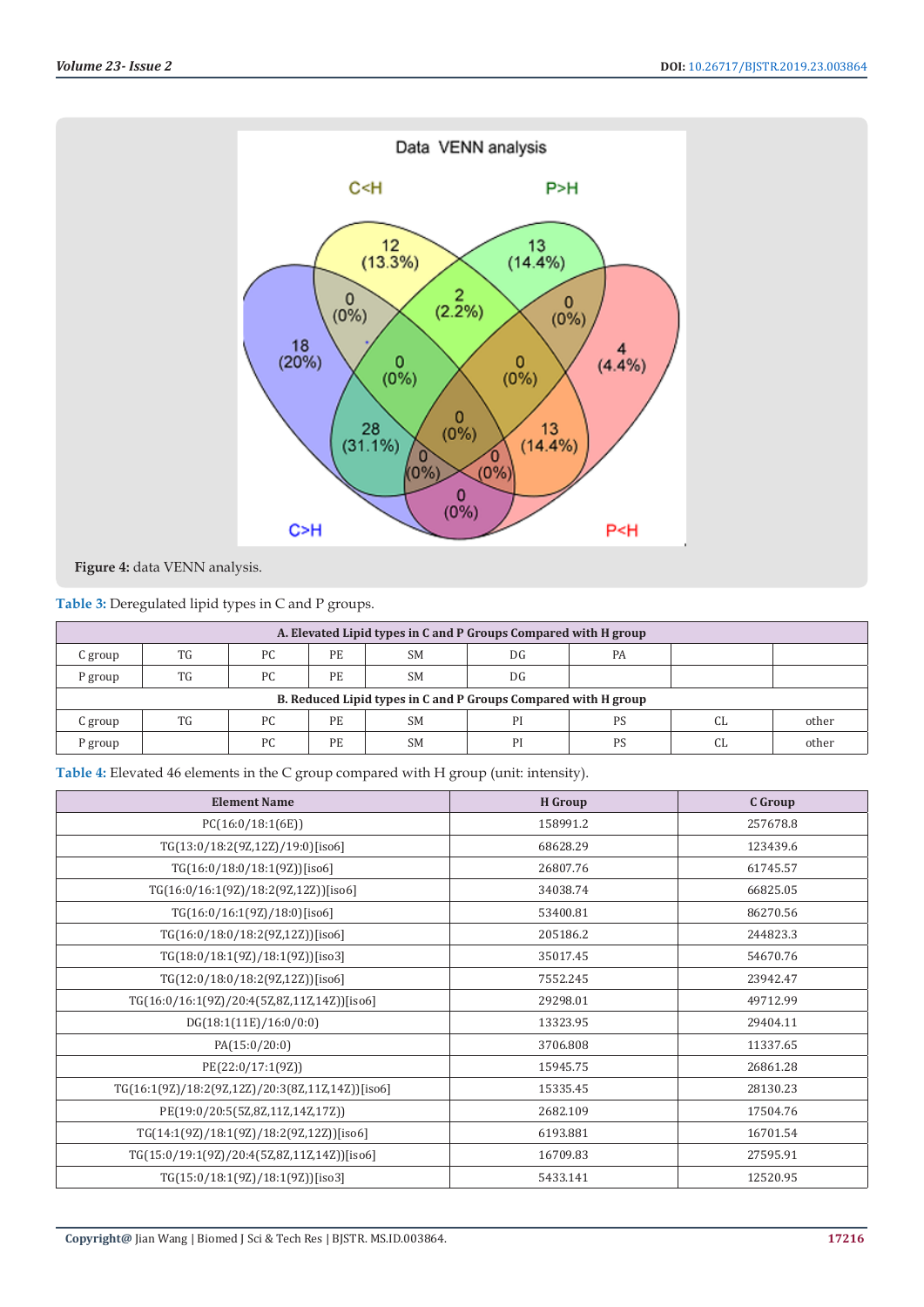Figure 4: data VENN analysis.

Table 3: Deregulated lipid types in C and P groups.

| A. Elevated Lipid types in C and P Groups Compared with H group | | | | | | | | |
|---|---|---|---|---|---|---|---|---|
| C group | TG | PC | PE | SM | DG | PA | | |
| P group | TG | PC | PE | SM | DG | | | |
| **B. Reduced Lipid types in C and P Groups Compared with H group** | | | | | | | | |
| C group | TG | PC | PE | SM | PI | PS | CL | other |
| P group | | PC | PE | SM | PI | PS | CL | other |

Table 4: Elevated 46 elements in the C group compared with H group (unit: intensity).

| Element Name | H Group | C Group |
|---|---|---|
| PC(16:0/18:1(6E)) | 158991.2 | 257678.8 |
| TG(13:0/18:2(9Z,12Z)/19:0)[iso6] | 68628.29 | 123439.6 |
| TG(16:0/18:0/18:1(9Z))[iso6] | 26807.76 | 61745.57 |
| TG(16:0/16:1(9Z)/18:2(9Z,12Z))[iso6] | 34038.74 | 66825.05 |
| TG(16:0/16:1(9Z)/18:0)[iso6] | 53400.81 | 86270.56 |
| TG(16:0/18:0/18:2(9Z,12Z))[iso6] | 205186.2 | 244823.3 |
| TG(18:0/18:1(9Z)/18:1(9Z))[iso3] | 35017.45 | 54670.76 |
| TG(12:0/18:0/18:2(9Z,12Z))[iso6] | 7552.245 | 23942.47 |
| TG(16:0/16:1(9Z)/20:4(5Z,8Z,11Z,14Z))[iso6] | 29298.01 | 49712.99 |
| DG(18:1(11E)/16:0/0:0) | 13323.95 | 29404.11 |
| PA(15:0/20:0) | 3706.808 | 11337.65 |
| PE(22:0/17:1(9Z)) | 15945.75 | 26861.28 |
| TG(16:1(9Z)/18:2(9Z,12Z)/20:3(8Z,11Z,14Z))[iso6] | 15335.45 | 28130.23 |
| PE(19:0/20:5(5Z,8Z,11Z,14Z,17Z)) | 2682.109 | 17504.76 |
| TG(14:1(9Z)/18:1(9Z)/18:2(9Z,12Z))[iso6] | 6193.881 | 16701.54 |
| TG(15:0/19:1(9Z)/20:4(5Z,8Z,11Z,14Z))[iso6] | 16709.83 | 27595.91 |
| TG(15:0/18:1(9Z)/18:1(9Z))[iso3] | 5433.141 | 12520.95 |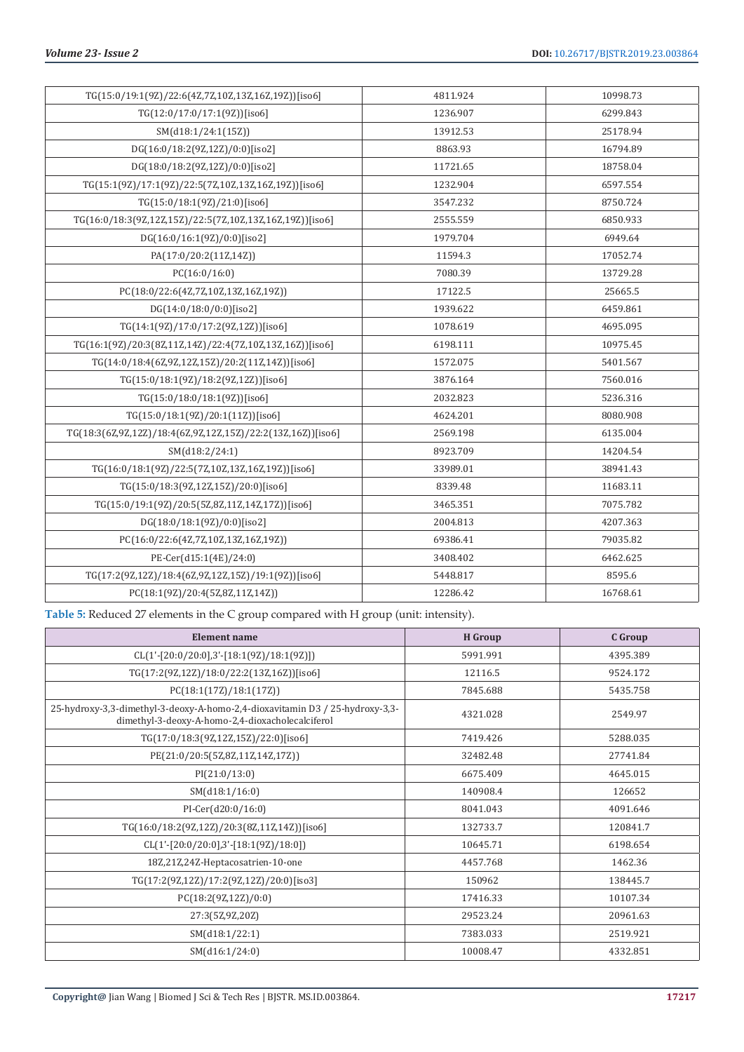| | | |
|---|---|---|
| TG(15:0/19:1(9Z)/22:6(4Z,7Z,10Z,13Z,16Z,19Z))[iso6] | 4811.924 | 10998.73 |
| TG(12:0/17:0/17:1(9Z))[iso6] | 1236.907 | 6299.843 |
| SM(d18:1/24:1(15Z)) | 13912.53 | 25178.94 |
| DG(16:0/18:2(9Z,12Z)/0:0)[iso2] | 8863.93 | 16794.89 |
| DG(18:0/18:2(9Z,12Z)/0:0)[iso2] | 11721.65 | 18758.04 |
| TG(15:1(9Z)/17:1(9Z)/22:5(7Z,10Z,13Z,16Z,19Z))[iso6] | 1232.904 | 6597.554 |
| TG(15:0/18:1(9Z)/21:0)[iso6] | 3547.232 | 8750.724 |
| TG(16:0/18:3(9Z,12Z,15Z)/22:5(7Z,10Z,13Z,16Z,19Z))[iso6] | 2555.559 | 6850.933 |
| DG(16:0/16:1(9Z)/0:0)[iso2] | 1979.704 | 6949.64 |
| PA(17:0/20:2(11Z,14Z)) | 11594.3 | 17052.74 |
| PC(16:0/16:0) | 7080.39 | 13729.28 |
| PC(18:0/22:6(4Z,7Z,10Z,13Z,16Z,19Z)) | 17122.5 | 25665.5 |
| DG(14:0/18:0/0:0)[iso2] | 1939.622 | 6459.861 |
| TG(14:1(9Z)/17:0/17:2(9Z,12Z))[iso6] | 1078.619 | 4695.095 |
| TG(16:1(9Z)/20:3(8Z,11Z,14Z)/22:4(7Z,10Z,13Z,16Z))[iso6] | 6198.111 | 10975.45 |
| TG(14:0/18:4(6Z,9Z,12Z,15Z)/20:2(11Z,14Z))[iso6] | 1572.075 | 5401.567 |
| TG(15:0/18:1(9Z)/18:2(9Z,12Z))[iso6] | 3876.164 | 7560.016 |
| TG(15:0/18:0/18:1(9Z))[iso6] | 2032.823 | 5236.316 |
| TG(15:0/18:1(9Z)/20:1(11Z))[iso6] | 4624.201 | 8080.908 |
| TG(18:3(6Z,9Z,12Z)/18:4(6Z,9Z,12Z,15Z)/22:2(13Z,16Z))[iso6] | 2569.198 | 6135.004 |
| SM(d18:2/24:1) | 8923.709 | 14204.54 |
| TG(16:0/18:1(9Z)/22:5(7Z,10Z,13Z,16Z,19Z))[iso6] | 33989.01 | 38941.43 |
| TG(15:0/18:3(9Z,12Z,15Z)/20:0)[iso6] | 8339.48 | 11683.11 |
| TG(15:0/19:1(9Z)/20:5(5Z,8Z,11Z,14Z,17Z))[iso6] | 3465.351 | 7075.782 |
| DG(18:0/18:1(9Z)/0:0)[iso2] | 2004.813 | 4207.363 |
| PC(16:0/22:6(4Z,7Z,10Z,13Z,16Z,19Z)) | 69386.41 | 79035.82 |
| PE-Cer(d15:1(4E)/24:0) | 3408.402 | 6462.625 |
| TG(17:2(9Z,12Z)/18:4(6Z,9Z,12Z,15Z)/19:1(9Z))[iso6] | 5448.817 | 8595.6 |
| PC(18:1(9Z)/20:4(5Z,8Z,11Z,14Z)) | 12286.42 | 16768.61 |

**Table 5:** Reduced 27 elements in the C group compared with H group (unit: intensity).

| Element name | H Group | C Group |
|---|---|---|
| CL(1'-[20:0/20:0],3'-[18:1(9Z)/18:1(9Z)]) | 5991.991 | 4395.389 |
| TG(17:2(9Z,12Z)/18:0/22:2(13Z,16Z))[iso6] | 12116.5 | 9524.172 |
| PC(18:1(17Z)/18:1(17Z)) | 7845.688 | 5435.758 |
| 25-hydroxy-3,3-dimethyl-3-deoxy-A-homo-2,4-dioxavitamin D3 / 25-hydroxy-3,3-dimethyl-3-deoxy-A-homo-2,4-dioxacholecalciferol | 4321.028 | 2549.97 |
| TG(17:0/18:3(9Z,12Z,15Z)/22:0)[iso6] | 7419.426 | 5288.035 |
| PE(21:0/20:5(5Z,8Z,11Z,14Z,17Z)) | 32482.48 | 27741.84 |
| PI(21:0/13:0) | 6675.409 | 4645.015 |
| SM(d18:1/16:0) | 140908.4 | 126652 |
| PI-Cer(d20:0/16:0) | 8041.043 | 4091.646 |
| TG(16:0/18:2(9Z,12Z)/20:3(8Z,11Z,14Z))[iso6] | 132733.7 | 120841.7 |
| CL(1'-[20:0/20:0],3'-[18:1(9Z)/18:0]) | 10645.71 | 6198.654 |
| 18Z,21Z,24Z-Heptacosatrien-10-one | 4457.768 | 1462.36 |
| TG(17:2(9Z,12Z)/17:2(9Z,12Z)/20:0)[iso3] | 150962 | 138445.7 |
| PC(18:2(9Z,12Z)/0:0) | 17416.33 | 10107.34 |
| 27:3(5Z,9Z,20Z) | 29523.24 | 20961.63 |
| SM(d18:1/22:1) | 7383.033 | 2519.921 |
| SM(d16:1/24:0) | 10008.47 | 4332.851 |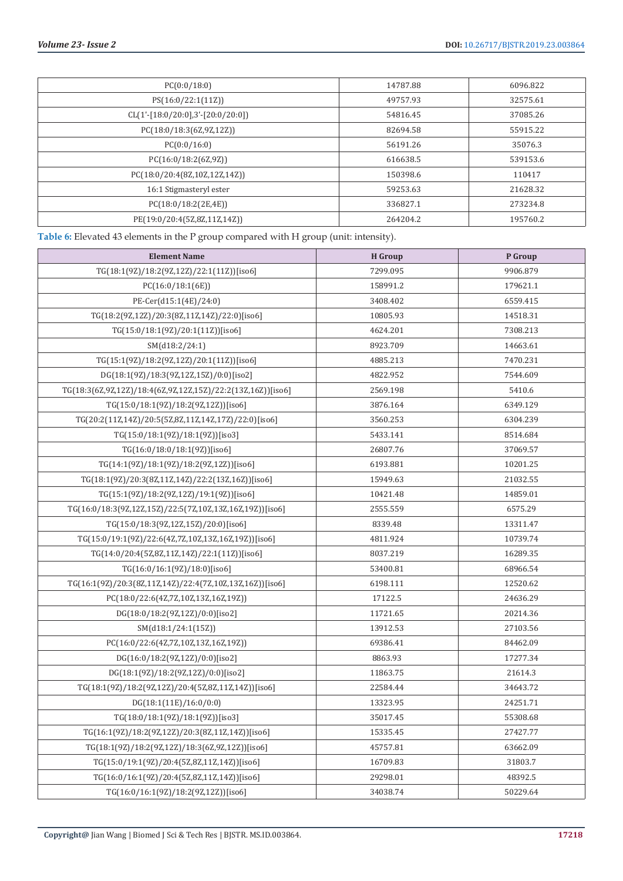| | | |
|---|---|---|
| PC(0:0/18:0) | 14787.88 | 6096.822 |
| PS(16:0/22:1(11Z)) | 49757.93 | 32575.61 |
| CL(1'-[18:0/20:0],3'-[20:0/20:0]) | 54816.45 | 37085.26 |
| PC(18:0/18:3(6Z,9Z,12Z)) | 82694.58 | 55915.22 |
| PC(0:0/16:0) | 56191.26 | 35076.3 |
| PC(16:0/18:2(6Z,9Z)) | 616638.5 | 539153.6 |
| PC(18:0/20:4(8Z,10Z,12Z,14Z)) | 150398.6 | 110417 |
| 16:1 Stigmasteryl ester | 59253.63 | 21628.32 |
| PC(18:0/18:2(2E,4E)) | 336827.1 | 273234.8 |
| PE(19:0/20:4(5Z,8Z,11Z,14Z)) | 264204.2 | 195760.2 |

**Table 6:** Elevated 43 elements in the P group compared with H group (unit: intensity).

| Element Name | H Group | P Group |
|---|---|---|
| TG(18:1(9Z)/18:2(9Z,12Z)/22:1(11Z))[iso6] | 7299.095 | 9906.879 |
| PC(16:0/18:1(6E)) | 158991.2 | 179621.1 |
| PE-Cer(d15:1(4E)/24:0) | 3408.402 | 6559.415 |
| TG(18:2(9Z,12Z)/20:3(8Z,11Z,14Z)/22:0)[iso6] | 10805.93 | 14518.31 |
| TG(15:0/18:1(9Z)/20:1(11Z))[iso6] | 4624.201 | 7308.213 |
| SM(d18:2/24:1) | 8923.709 | 14663.61 |
| TG(15:1(9Z)/18:2(9Z,12Z)/20:1(11Z))[iso6] | 4885.213 | 7470.231 |
| DG(18:1(9Z)/18:3(9Z,12Z,15Z)/0:0)[iso2] | 4822.952 | 7544.609 |
| TG(18:3(6Z,9Z,12Z)/18:4(6Z,9Z,12Z,15Z)/22:2(13Z,16Z))[iso6] | 2569.198 | 5410.6 |
| TG(15:0/18:1(9Z)/18:2(9Z,12Z))[iso6] | 3876.164 | 6349.129 |
| TG(20:2(11Z,14Z)/20:5(5Z,8Z,11Z,14Z,17Z)/22:0)[iso6] | 3560.253 | 6304.239 |
| TG(15:0/18:1(9Z)/18:1(9Z))[iso3] | 5433.141 | 8514.684 |
| TG(16:0/18:0/18:1(9Z))[iso6] | 26807.76 | 37069.57 |
| TG(14:1(9Z)/18:1(9Z)/18:2(9Z,12Z))[iso6] | 6193.881 | 10201.25 |
| TG(18:1(9Z)/20:3(8Z,11Z,14Z)/22:2(13Z,16Z))[iso6] | 15949.63 | 21032.55 |
| TG(15:1(9Z)/18:2(9Z,12Z)/19:1(9Z))[iso6] | 10421.48 | 14859.01 |
| TG(16:0/18:3(9Z,12Z,15Z)/22:5(7Z,10Z,13Z,16Z,19Z))[iso6] | 2555.559 | 6575.29 |
| TG(15:0/18:3(9Z,12Z,15Z)/20:0)[iso6] | 8339.48 | 13311.47 |
| TG(15:0/19:1(9Z)/22:6(4Z,7Z,10Z,13Z,16Z,19Z))[iso6] | 4811.924 | 10739.74 |
| TG(14:0/20:4(5Z,8Z,11Z,14Z)/22:1(11Z))[iso6] | 8037.219 | 16289.35 |
| TG(16:0/16:1(9Z)/18:0)[iso6] | 53400.81 | 68966.54 |
| TG(16:1(9Z)/20:3(8Z,11Z,14Z)/22:4(7Z,10Z,13Z,16Z))[iso6] | 6198.111 | 12520.62 |
| PC(18:0/22:6(4Z,7Z,10Z,13Z,16Z,19Z)) | 17122.5 | 24636.29 |
| DG(18:0/18:2(9Z,12Z)/0:0)[iso2] | 11721.65 | 20214.36 |
| SM(d18:1/24:1(15Z)) | 13912.53 | 27103.56 |
| PC(16:0/22:6(4Z,7Z,10Z,13Z,16Z,19Z)) | 69386.41 | 84462.09 |
| DG(16:0/18:2(9Z,12Z)/0:0)[iso2] | 8863.93 | 17277.34 |
| DG(18:1(9Z)/18:2(9Z,12Z)/0:0)[iso2] | 11863.75 | 21614.3 |
| TG(18:1(9Z)/18:2(9Z,12Z)/20:4(5Z,8Z,11Z,14Z))[iso6] | 22584.44 | 34643.72 |
| DG(18:1(11E)/16:0/0:0) | 13323.95 | 24251.71 |
| TG(18:0/18:1(9Z)/18:1(9Z))[iso3] | 35017.45 | 55308.68 |
| TG(16:1(9Z)/18:2(9Z,12Z)/20:3(8Z,11Z,14Z))[iso6] | 15335.45 | 27427.77 |
| TG(18:1(9Z)/18:2(9Z,12Z)/18:3(6Z,9Z,12Z))[iso6] | 45757.81 | 63662.09 |
| TG(15:0/19:1(9Z)/20:4(5Z,8Z,11Z,14Z))[iso6] | 16709.83 | 31803.7 |
| TG(16:0/16:1(9Z)/20:4(5Z,8Z,11Z,14Z))[iso6] | 29298.01 | 48392.5 |
| TG(16:0/16:1(9Z)/18:2(9Z,12Z))[iso6] | 34038.74 | 50229.64 |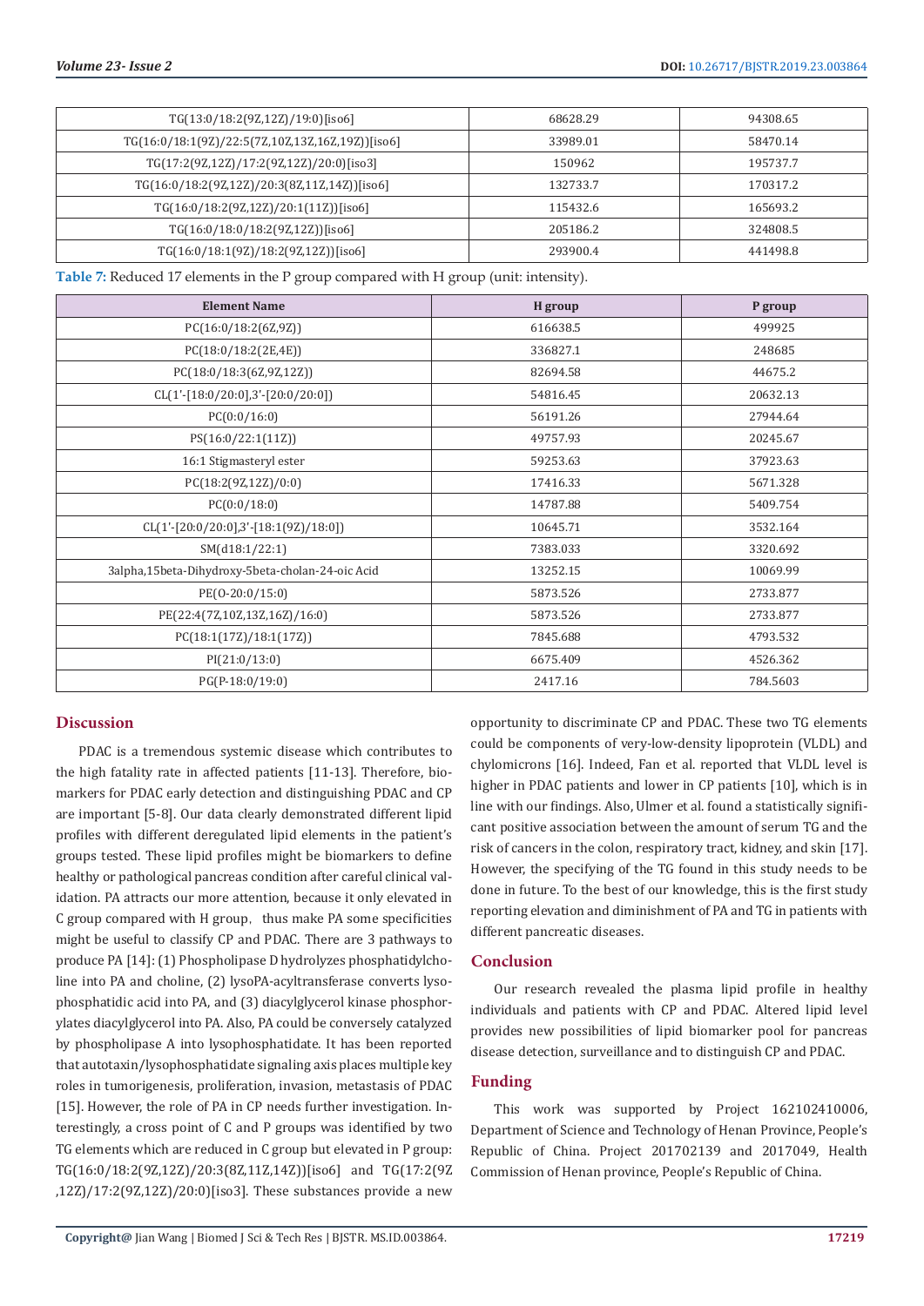| TG(13:0/18:2(9Z,12Z)/19:0)[iso6] | 68628.29 | 94308.65 |
|---|---|---|
| TG(16:0/18:1(9Z)/22:5(7Z,10Z,13Z,16Z,19Z))[iso6] | 33989.01 | 58470.14 |
| TG(17:2(9Z,12Z)/17:2(9Z,12Z)/20:0)[iso3] | 150962 | 195737.7 |
| TG(16:0/18:2(9Z,12Z)/20:3(8Z,11Z,14Z))[iso6] | 132733.7 | 170317.2 |
| TG(16:0/18:2(9Z,12Z)/20:1(11Z))[iso6] | 115432.6 | 165693.2 |
| TG(16:0/18:0/18:2(9Z,12Z))[iso6] | 205186.2 | 324808.5 |
| TG(16:0/18:1(9Z)/18:2(9Z,12Z))[iso6] | 293900.4 | 441498.8 |

**Table 7:** Reduced 17 elements in the P group compared with H group (unit: intensity).

| Element Name | H group | P group |
|---|---|---|
| PC(16:0/18:2(6Z,9Z)) | 616638.5 | 499925 |
| PC(18:0/18:2(2E,4E)) | 336827.1 | 248685 |
| PC(18:0/18:3(6Z,9Z,12Z)) | 82694.58 | 44675.2 |
| CL(1'-[18:0/20:0],3'-[20:0/20:0]) | 54816.45 | 20632.13 |
| PC(0:0/16:0) | 56191.26 | 27944.64 |
| PS(16:0/22:1(11Z)) | 49757.93 | 20245.67 |
| 16:1 Stigmasteryl ester | 59253.63 | 37923.63 |
| PC(18:2(9Z,12Z)/0:0) | 17416.33 | 5671.328 |
| PC(0:0/18:0) | 14787.88 | 5409.754 |
| CL(1'-[20:0/20:0],3'-[18:1(9Z)/18:0]) | 10645.71 | 3532.164 |
| SM(d18:1/22:1) | 7383.033 | 3320.692 |
| 3alpha,15beta-Dihydroxy-5beta-cholan-24-oic Acid | 13252.15 | 10069.99 |
| PE(O-20:0/15:0) | 5873.526 | 2733.877 |
| PE(22:4(7Z,10Z,13Z,16Z)/16:0) | 5873.526 | 2733.877 |
| PC(18:1(17Z)/18:1(17Z)) | 7845.688 | 4793.532 |
| PI(21:0/13:0) | 6675.409 | 4526.362 |
| PG(P-18:0/19:0) | 2417.16 | 784.5603 |

## Discussion

PDAC is a tremendous systemic disease which contributes to the high fatality rate in affected patients [11-13]. Therefore, biomarkers for PDAC early detection and distinguishing PDAC and CP are important [5-8]. Our data clearly demonstrated different lipid profiles with different deregulated lipid elements in the patient's groups tested. These lipid profiles might be biomarkers to define healthy or pathological pancreas condition after careful clinical validation. PA attracts our more attention, because it only elevated in C group compared with H group, thus make PA some specificities might be useful to classify CP and PDAC. There are 3 pathways to produce PA [14]: (1) Phospholipase D hydrolyzes phosphatidylcholine into PA and choline, (2) lysoPA-acyltransferase converts lysophosphatidic acid into PA, and (3) diacylglycerol kinase phosphorylates diacylglycerol into PA. Also, PA could be conversely catalyzed by phospholipase A into lysophosphatidate. It has been reported that autotaxin/lysophosphatidate signaling axis places multiple key roles in tumorigenesis, proliferation, invasion, metastasis of PDAC [15]. However, the role of PA in CP needs further investigation. Interestingly, a cross point of C and P groups was identified by two TG elements which are reduced in C group but elevated in P group: TG(16:0/18:2(9Z,12Z)/20:3(8Z,11Z,14Z))[iso6] and TG(17:2(9Z,12Z)/17:2(9Z,12Z)/20:0)[iso3]. These substances provide a new opportunity to discriminate CP and PDAC. These two TG elements could be components of very-low-density lipoprotein (VLDL) and chylomicrons [16]. Indeed, Fan et al. reported that VLDL level is higher in PDAC patients and lower in CP patients [10], which is in line with our findings. Also, Ulmer et al. found a statistically significant positive association between the amount of serum TG and the risk of cancers in the colon, respiratory tract, kidney, and skin [17]. However, the specifying of the TG found in this study needs to be done in future. To the best of our knowledge, this is the first study reporting elevation and diminishment of PA and TG in patients with different pancreatic diseases.

## Conclusion

Our research revealed the plasma lipid profile in healthy individuals and patients with CP and PDAC. Altered lipid level provides new possibilities of lipid biomarker pool for pancreas disease detection, surveillance and to distinguish CP and PDAC.

## Funding

This work was supported by Project 162102410006, Department of Science and Technology of Henan Province, People's Republic of China. Project 201702139 and 2017049, Health Commission of Henan province, People's Republic of China.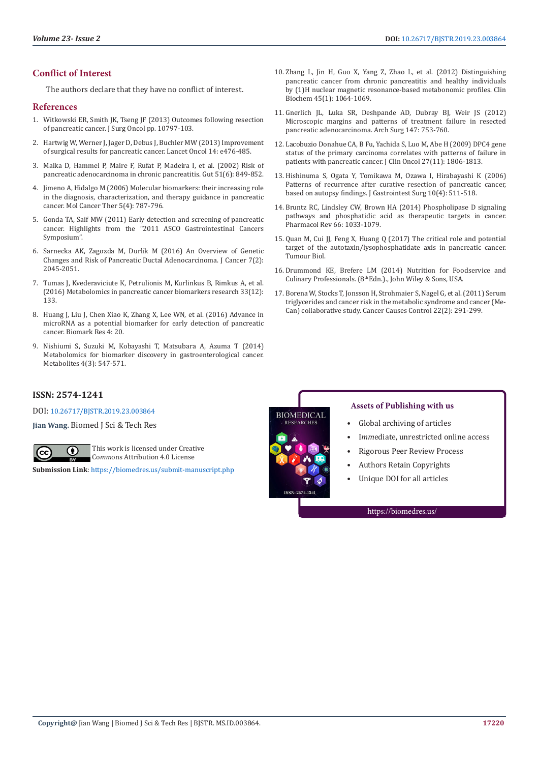## Conflict of Interest

The authors declare that they have no conflict of interest.

## References

1. Witkowski ER, Smith JK, Tseng JF (2013) Outcomes following resection of pancreatic cancer. J Surg Oncol pp. 10797-103.
2. Hartwig W, Werner J, Jager D, Debus J, Buchler MW (2013) Improvement of surgical results for pancreatic cancer. Lancet Oncol 14: e476-485.
3. Malka D, Hammel P, Maire F, Rufat P, Madeira I, et al. (2002) Risk of pancreatic adenocarcinoma in chronic pancreatitis. Gut 51(6): 849-852.
4. Jimeno A, Hidalgo M (2006) Molecular biomarkers: their increasing role in the diagnosis, characterization, and therapy guidance in pancreatic cancer. Mol Cancer Ther 5(4): 787-796.
5. Gonda TA, Saif MW (2011) Early detection and screening of pancreatic cancer. Highlights from the "2011 ASCO Gastrointestinal Cancers Symposium".
6. Sarnecka AK, Zagozda M, Durlik M (2016) An Overview of Genetic Changes and Risk of Pancreatic Ductal Adenocarcinoma. J Cancer 7(2): 2045-2051.
7. Tumas J, Kvederaviciute K, Petrulionis M, Kurlinkus B, Rimkus A, et al. (2016) Metabolomics in pancreatic cancer biomarkers research 33(12): 133.
8. Huang J, Liu J, Chen Xiao K, Zhang X, Lee WN, et al. (2016) Advance in microRNA as a potential biomarker for early detection of pancreatic cancer. Biomark Res 4: 20.
9. Nishiumi S, Suzuki M, Kobayashi T, Matsubara A, Azuma T (2014) Metabolomics for biomarker discovery in gastroenterological cancer. Metabolites 4(3): 547-571.
10. Zhang L, Jin H, Guo X, Yang Z, Zhao L, et al. (2012) Distinguishing pancreatic cancer from chronic pancreatitis and healthy individuals by (1)H nuclear magnetic resonance-based metabonomic profiles. Clin Biochem 45(1): 1064-1069.
11. Gnerlich JL, Luka SR, Deshpande AD, Dubray BJ, Weir JS (2012) Microscopic margins and patterns of treatment failure in resected pancreatic adenocarcinoma. Arch Surg 147: 753-760.
12. Lacobuzio Donahue CA, B Fu, Yachida S, Luo M, Abe H (2009) DPC4 gene status of the primary carcinoma correlates with patterns of failure in patients with pancreatic cancer. J Clin Oncol 27(11): 1806-1813.
13. Hishinuma S, Ogata Y, Tomikawa M, Ozawa I, Hirabayashi K (2006) Patterns of recurrence after curative resection of pancreatic cancer, based on autopsy findings. J Gastrointest Surg 10(4): 511-518.
14. Bruntz RC, Lindsley CW, Brown HA (2014) Phospholipase D signaling pathways and phosphatidic acid as therapeutic targets in cancer. Pharmacol Rev 66: 1033-1079.
15. Quan M, Cui JJ, Feng X, Huang Q (2017) The critical role and potential target of the autotaxin/lysophosphatidate axis in pancreatic cancer. Tumour Biol.
16. Drummond KE, Brefere LM (2014) Nutrition for Foodservice and Culinary Professionals. (8th Edn.)., John Wiley & Sons, USA.
17. Borena W, Stocks T, Jonsson H, Strohmaier S, Nagel G, et al. (2011) Serum triglycerides and cancer risk in the metabolic syndrome and cancer (Me-Can) collaborative study. Cancer Causes Control 22(2): 291-299.

**ISSN: 2574-1241**

DOI: 10.26717/BJSTR.2019.23.003864

**Jian Wang.** Biomed J Sci & Tech Res

This work is licensed under Creative Commons Attribution 4.0 License

**Submission Link**: https://biomedres.us/submit-manuscript.php

**Assets of Publishing with us**

- Global archiving of articles
- Immediate, unrestricted online access
- Rigorous Peer Review Process
- Authors Retain Copyrights
- Unique DOI for all articles

https://biomedres.us/